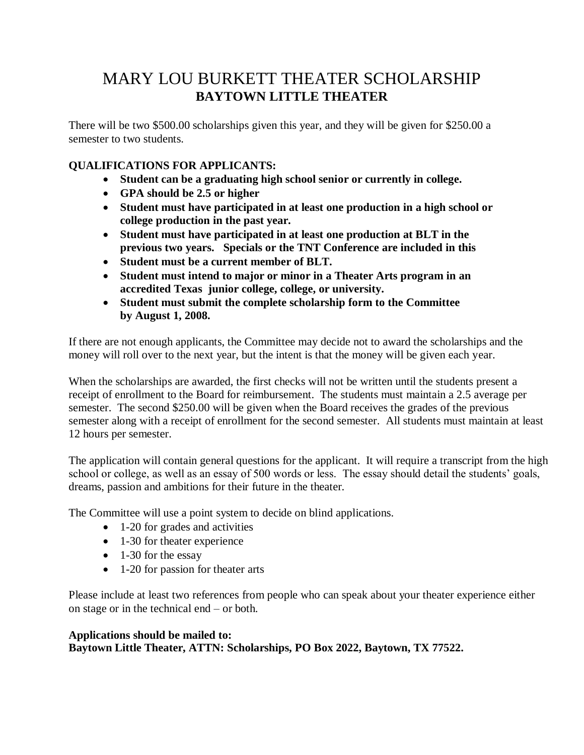# MARY LOU BURKETT THEATER SCHOLARSHIP
## BAYTOWN LITTLE THEATER

There will be two $500.00 scholarships given this year, and they will be given for $250.00 a semester to two students.

**QUALIFICATIONS FOR APPLICANTS:**

- **Student can be a graduating high school senior or currently in college.**
- **GPA should be 2.5 or higher**
- **Student must have participated in at least one production in a high school or college production in the past year.**
- **Student must have participated in at least one production at BLT in the previous two years. Specials or the TNT Conference are included in this**
- **Student must be a current member of BLT.**
- **Student must intend to major or minor in a Theater Arts program in an accredited Texas junior college, college, or university.**
- **Student must submit the complete scholarship form to the Committee by August 1, 2008.**

If there are not enough applicants, the Committee may decide not to award the scholarships and the money will roll over to the next year, but the intent is that the money will be given each year.

When the scholarships are awarded, the first checks will not be written until the students present a receipt of enrollment to the Board for reimbursement. The students must maintain a 2.5 average per semester. The second $250.00 will be given when the Board receives the grades of the previous semester along with a receipt of enrollment for the second semester. All students must maintain at least 12 hours per semester.

The application will contain general questions for the applicant. It will require a transcript from the high school or college, as well as an essay of 500 words or less. The essay should detail the students' goals, dreams, passion and ambitions for their future in the theater.

The Committee will use a point system to decide on blind applications.

- 1-20 for grades and activities
- 1-30 for theater experience
- 1-30 for the essay
- 1-20 for passion for theater arts

Please include at least two references from people who can speak about your theater experience either on stage or in the technical end – or both.

**Applications should be mailed to:**
**Baytown Little Theater, ATTN: Scholarships, PO Box 2022, Baytown, TX 77522.**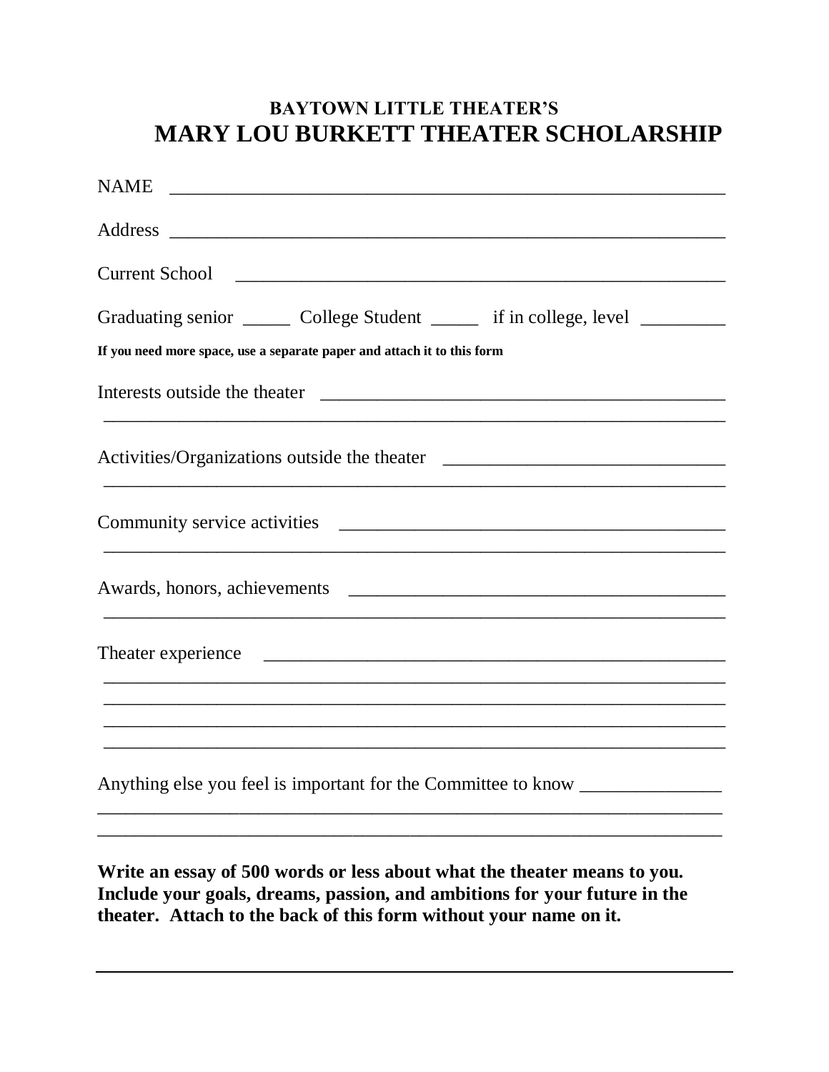**BAYTOWN LITTLE THEATER'S**

# MARY LOU BURKETT THEATER SCHOLARSHIP

NAME ___________________________________________________________

Address _________________________________________________________

Current School ___________________________________________________

Graduating senior _____ College Student _____ if in college, level _________

**If you need more space, use a separate paper and attach it to this form**

Interests outside the theater ________________________________________
_________________________________________________________________

Activities/Organizations outside the theater ______________________________
_________________________________________________________________

Community service activities ________________________________________
_________________________________________________________________

Awards, honors, achievements _______________________________________
_________________________________________________________________

Theater experience _______________________________________________
_________________________________________________________________
_________________________________________________________________
_________________________________________________________________
_________________________________________________________________

Anything else you feel is important for the Committee to know _______________
_________________________________________________________________
_________________________________________________________________

**Write an essay of 500 words or less about what the theater means to you. Include your goals, dreams, passion, and ambitions for your future in the theater. Attach to the back of this form without your name on it.**